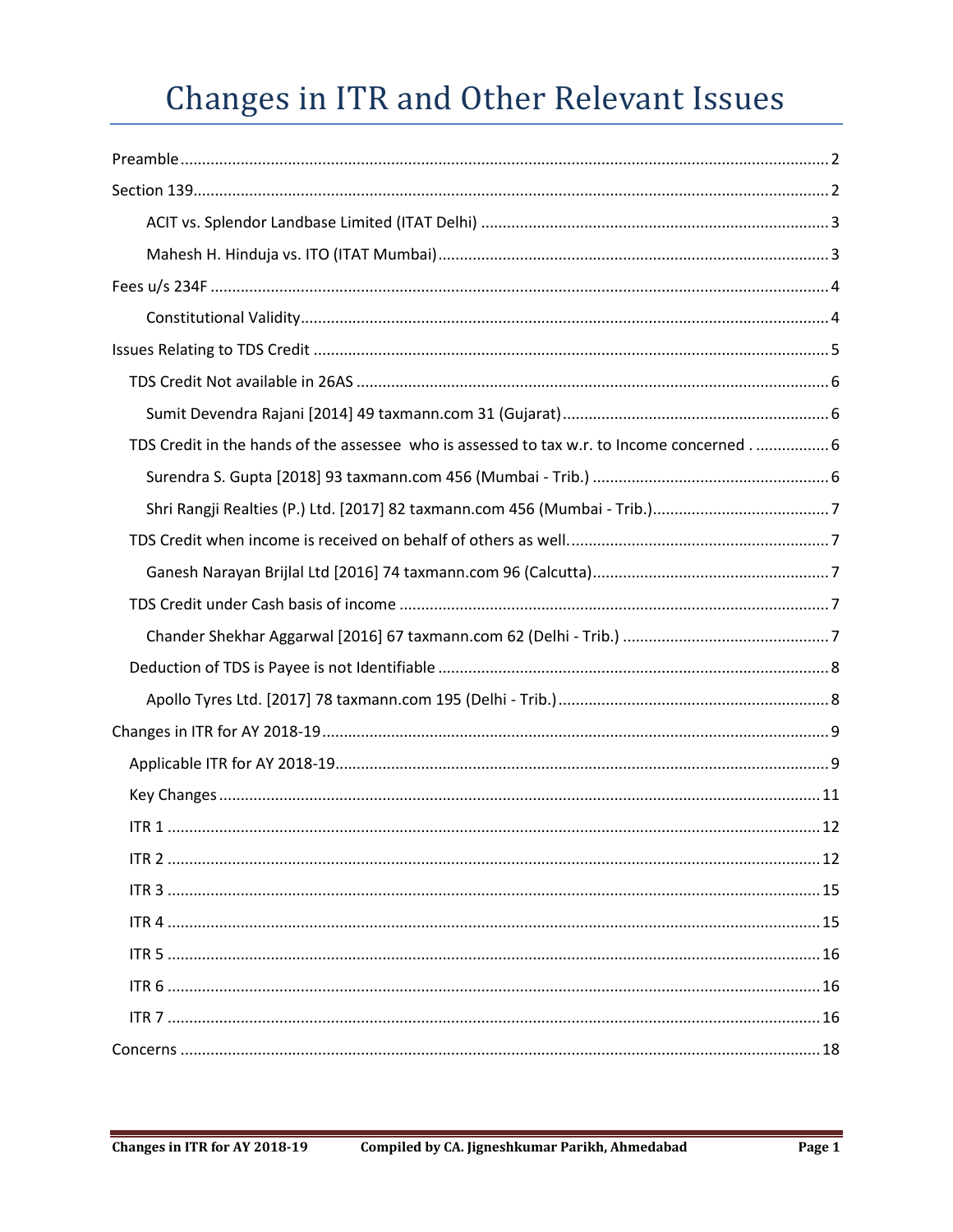# Changes in ITR and Other Relevant Issues

Preamble .......... 2

Section 139 .......... 2

- ACIT vs. Splendor Landbase Limited (ITAT Delhi) .......... 3
- Mahesh H. Hinduja vs. ITO (ITAT Mumbai) .......... 3

Fees u/s 234F .......... 4

- Constitutional Validity .......... 4

Issues Relating to TDS Credit .......... 5

- TDS Credit Not available in 26AS .......... 6
  - Sumit Devendra Rajani [2014] 49 taxmann.com 31 (Gujarat) .......... 6
- TDS Credit in the hands of the assessee who is assessed to tax w.r. to Income concerned . .......... 6
  - Surendra S. Gupta [2018] 93 taxmann.com 456 (Mumbai - Trib.) .......... 6
  - Shri Rangji Realties (P.) Ltd. [2017] 82 taxmann.com 456 (Mumbai - Trib.) .......... 7
- TDS Credit when income is received on behalf of others as well. .......... 7
  - Ganesh Narayan Brijlal Ltd [2016] 74 taxmann.com 96 (Calcutta) .......... 7
- TDS Credit under Cash basis of income .......... 7
  - Chander Shekhar Aggarwal [2016] 67 taxmann.com 62 (Delhi - Trib.) .......... 7
- Deduction of TDS is Payee is not Identifiable .......... 8
  - Apollo Tyres Ltd. [2017] 78 taxmann.com 195 (Delhi - Trib.) .......... 8

Changes in ITR for AY 2018-19 .......... 9

- Applicable ITR for AY 2018-19 .......... 9
- Key Changes .......... 11
- ITR 1 .......... 12
- ITR 2 .......... 12
- ITR 3 .......... 15
- ITR 4 .......... 15
- ITR 5 .......... 16
- ITR 6 .......... 16
- ITR 7 .......... 16

Concerns .......... 18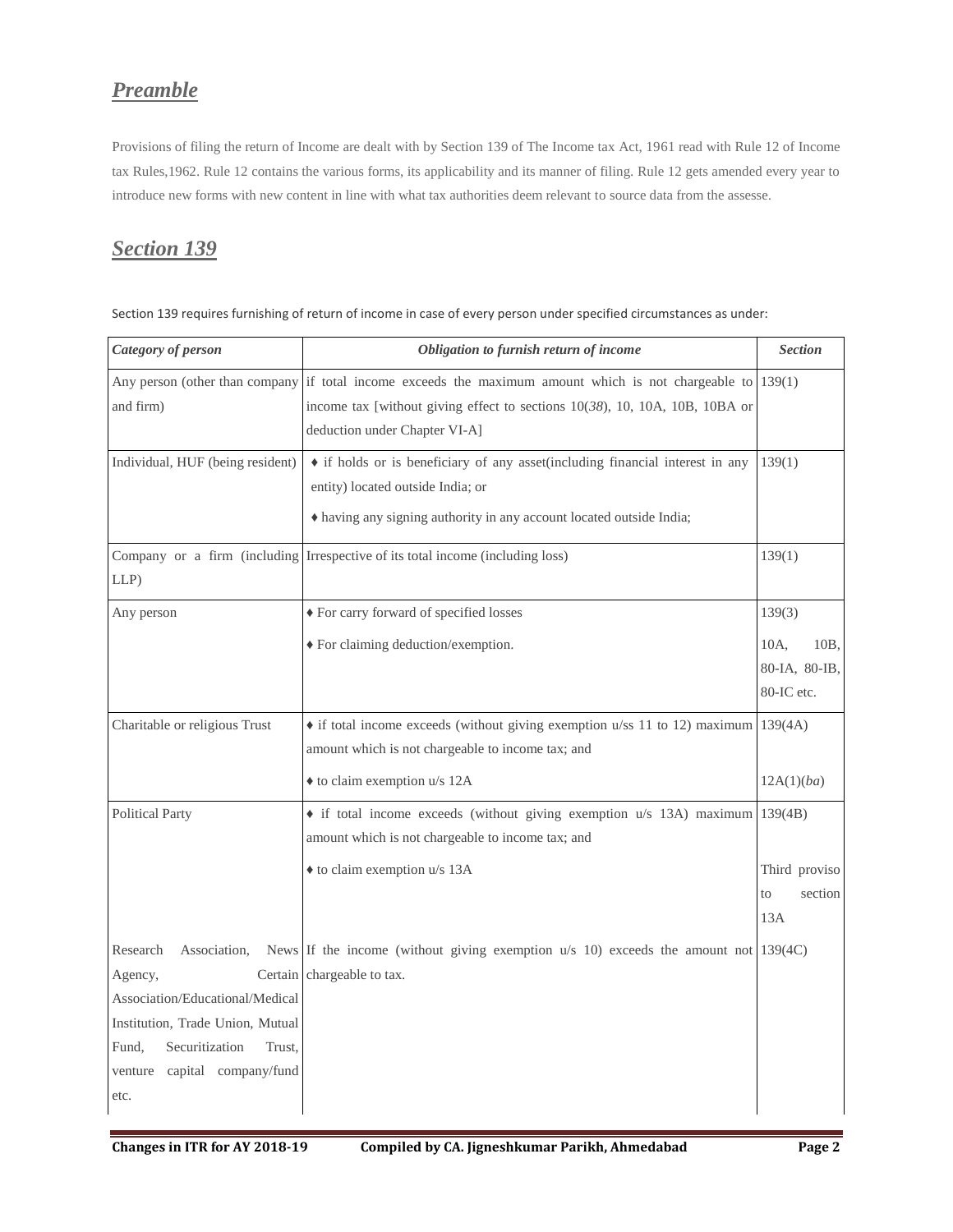## *Preamble*

Provisions of filing the return of Income are dealt with by Section 139 of The Income tax Act, 1961 read with Rule 12 of Income tax Rules,1962. Rule 12 contains the various forms, its applicability and its manner of filing. Rule 12 gets amended every year to introduce new forms with new content in line with what tax authorities deem relevant to source data from the assese.

## *Section 139*

Section 139 requires furnishing of return of income in case of every person under specified circumstances as under:

| *Category of person* | *Obligation to furnish return of income* | *Section* |
|---|---|---|
| Any person (other than company and firm) | if total income exceeds the maximum amount which is not chargeable to income tax [without giving effect to sections 10(*38*), 10, 10A, 10B, 10BA or deduction under Chapter VI-A] | 139(1) |
| Individual, HUF (being resident) | ♦ if holds or is beneficiary of any asset(including financial interest in any entity) located outside India; or<br>♦ having any signing authority in any account located outside India; | 139(1) |
| Company or a firm (including LLP) | Irrespective of its total income (including loss) | 139(1) |
| Any person | ♦ For carry forward of specified losses<br>♦ For claiming deduction/exemption. | 139(3)<br>10A, 10B, 80-IA, 80-IB, 80-IC etc. |
| Charitable or religious Trust | ♦ if total income exceeds (without giving exemption u/ss 11 to 12) maximum amount which is not chargeable to income tax; and<br>♦ to claim exemption u/s 12A | 139(4A)<br>12A(1)(*ba*) |
| Political Party | ♦ if total income exceeds (without giving exemption u/s 13A) maximum amount which is not chargeable to income tax; and<br>♦ to claim exemption u/s 13A | 139(4B)<br>Third proviso to section 13A |
| Research Association, News Agency, Certain Association/Educational/Medical Institution, Trade Union, Mutual Fund, Securitization Trust, venture capital company/fund etc. | If the income (without giving exemption u/s 10) exceeds the amount not chargeable to tax. | 139(4C) |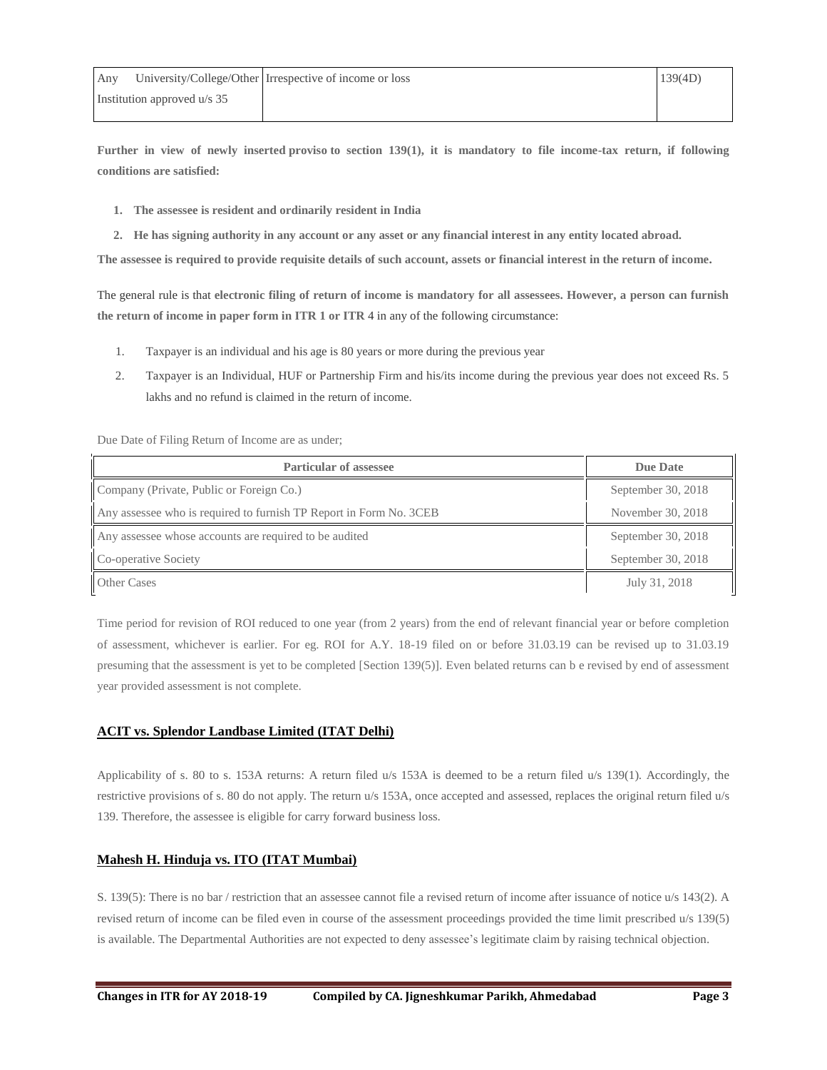| Any University/College/Other Institution approved u/s 35 | Irrespective of income or loss | 139(4D) |
|---|---|---|

**Further in view of newly inserted proviso to section 139(1), it is mandatory to file income-tax return, if following conditions are satisfied:**

1. **The assessee is resident and ordinarily resident in India**
2. **He has signing authority in any account or any asset or any financial interest in any entity located abroad.**

**The assessee is required to provide requisite details of such account, assets or financial interest in the return of income.**

The general rule is that **electronic filing of return of income is mandatory for all assessees. However, a person can furnish the return of income in paper form in ITR 1 or ITR** 4 in any of the following circumstance:

1. Taxpayer is an individual and his age is 80 years or more during the previous year
2. Taxpayer is an Individual, HUF or Partnership Firm and his/its income during the previous year does not exceed Rs. 5 lakhs and no refund is claimed in the return of income.

Due Date of Filing Return of Income are as under;

| Particular of assessee | Due Date |
|---|---|
| Company (Private, Public or Foreign Co.) | September 30, 2018 |
| Any assessee who is required to furnish TP Report in Form No. 3CEB | November 30, 2018 |
| Any assessee whose accounts are required to be audited | September 30, 2018 |
| Co-operative Society | September 30, 2018 |
| Other Cases | July 31, 2018 |

Time period for revision of ROI reduced to one year (from 2 years) from the end of relevant financial year or before completion of assessment, whichever is earlier. For eg. ROI for A.Y. 18-19 filed on or before 31.03.19 can be revised up to 31.03.19 presuming that the assessment is yet to be completed [Section 139(5)]. Even belated returns can b e revised by end of assessment year provided assessment is not complete.

**ACIT vs. Splendor Landbase Limited (ITAT Delhi)**

Applicability of s. 80 to s. 153A returns: A return filed u/s 153A is deemed to be a return filed u/s 139(1). Accordingly, the restrictive provisions of s. 80 do not apply. The return u/s 153A, once accepted and assessed, replaces the original return filed u/s 139. Therefore, the assessee is eligible for carry forward business loss.

**Mahesh H. Hinduja vs. ITO (ITAT Mumbai)**

S. 139(5): There is no bar / restriction that an assessee cannot file a revised return of income after issuance of notice u/s 143(2). A revised return of income can be filed even in course of the assessment proceedings provided the time limit prescribed u/s 139(5) is available. The Departmental Authorities are not expected to deny assessee's legitimate claim by raising technical objection.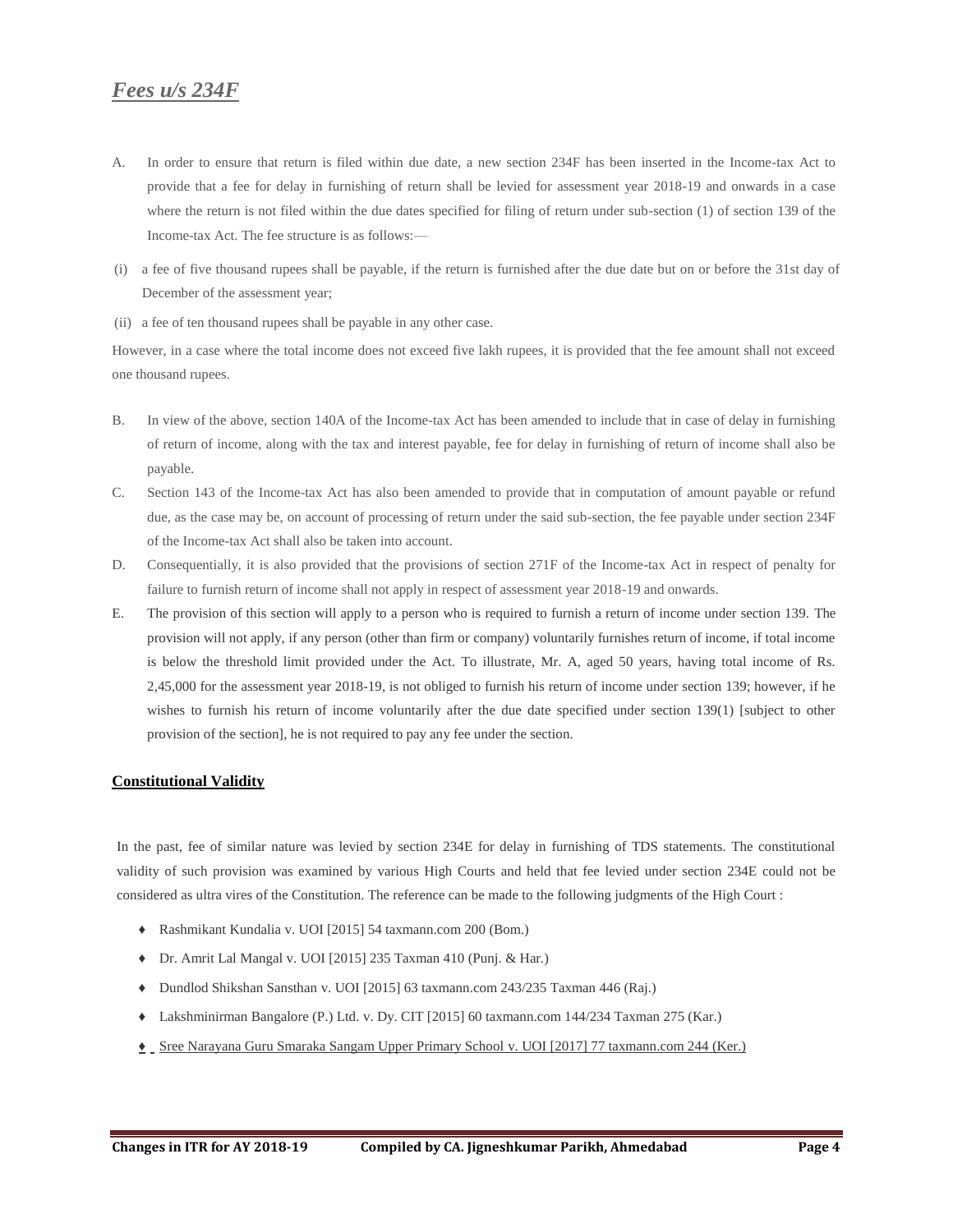## *Fees u/s 234F*

A. In order to ensure that return is filed within due date, a new section 234F has been inserted in the Income-tax Act to provide that a fee for delay in furnishing of return shall be levied for assessment year 2018-19 and onwards in a case where the return is not filed within the due dates specified for filing of return under sub-section (1) of section 139 of the Income-tax Act. The fee structure is as follows:—

(i) a fee of five thousand rupees shall be payable, if the return is furnished after the due date but on or before the 31st day of December of the assessment year;

(ii) a fee of ten thousand rupees shall be payable in any other case.

However, in a case where the total income does not exceed five lakh rupees, it is provided that the fee amount shall not exceed one thousand rupees.

B. In view of the above, section 140A of the Income-tax Act has been amended to include that in case of delay in furnishing of return of income, along with the tax and interest payable, fee for delay in furnishing of return of income shall also be payable.

C. Section 143 of the Income-tax Act has also been amended to provide that in computation of amount payable or refund due, as the case may be, on account of processing of return under the said sub-section, the fee payable under section 234F of the Income-tax Act shall also be taken into account.

D. Consequentially, it is also provided that the provisions of section 271F of the Income-tax Act in respect of penalty for failure to furnish return of income shall not apply in respect of assessment year 2018-19 and onwards.

E. The provision of this section will apply to a person who is required to furnish a return of income under section 139. The provision will not apply, if any person (other than firm or company) voluntarily furnishes return of income, if total income is below the threshold limit provided under the Act. To illustrate, Mr. A, aged 50 years, having total income of Rs. 2,45,000 for the assessment year 2018-19, is not obliged to furnish his return of income under section 139; however, if he wishes to furnish his return of income voluntarily after the due date specified under section 139(1) [subject to other provision of the section], he is not required to pay any fee under the section.

**Constitutional Validity**

In the past, fee of similar nature was levied by section 234E for delay in furnishing of TDS statements. The constitutional validity of such provision was examined by various High Courts and held that fee levied under section 234E could not be considered as ultra vires of the Constitution. The reference can be made to the following judgments of the High Court :

- Rashmikant Kundalia v. UOI [2015] 54 taxmann.com 200 (Bom.)
- Dr. Amrit Lal Mangal v. UOI [2015] 235 Taxman 410 (Punj. & Har.)
- Dundlod Shikshan Sansthan v. UOI [2015] 63 taxmann.com 243/235 Taxman 446 (Raj.)
- Lakshminirman Bangalore (P.) Ltd. v. Dy. CIT [2015] 60 taxmann.com 144/234 Taxman 275 (Kar.)
- Sree Narayana Guru Smaraka Sangam Upper Primary School v. UOI [2017] 77 taxmann.com 244 (Ker.)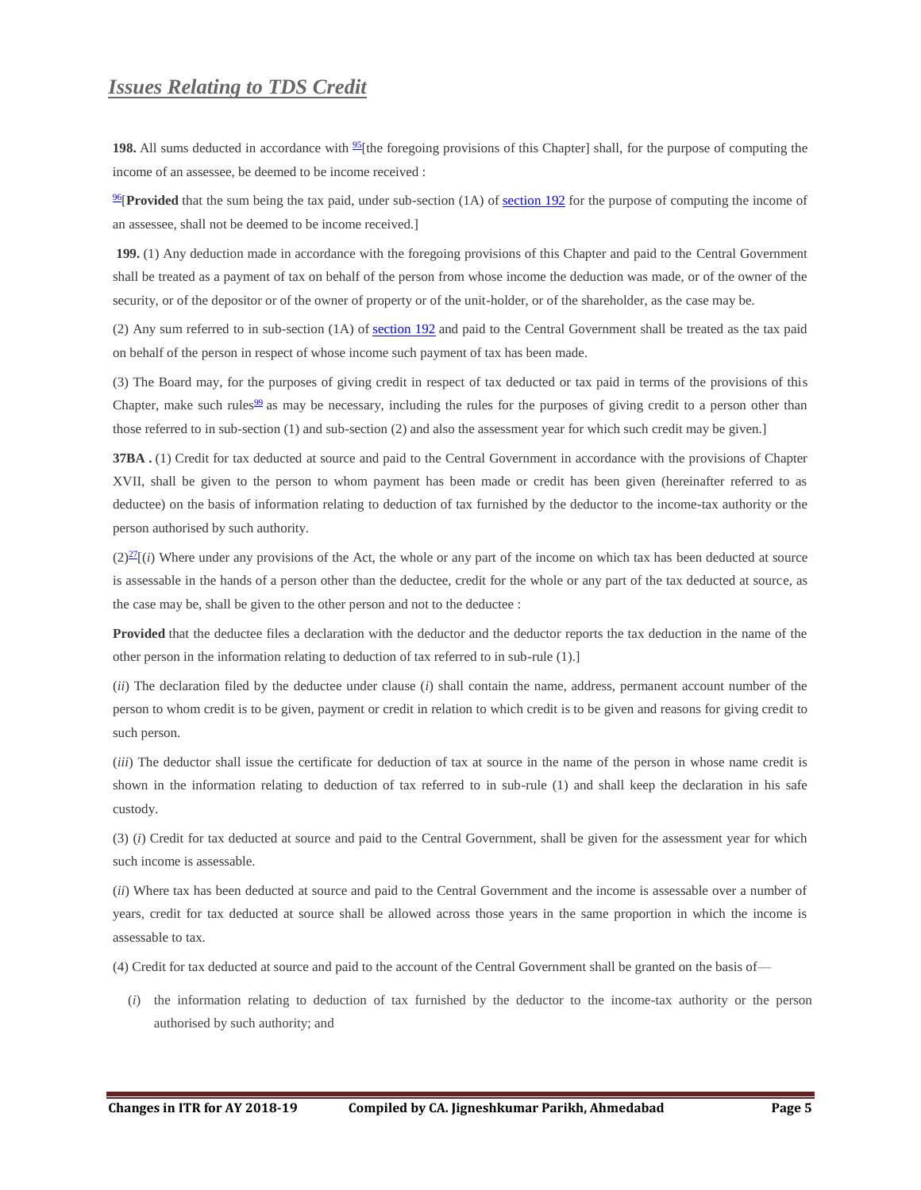## *Issues Relating to TDS Credit*

**198.** All sums deducted in accordance with [95][the foregoing provisions of this Chapter] shall, for the purpose of computing the income of an assessee, be deemed to be income received :

[96][**Provided** that the sum being the tax paid, under sub-section (1A) of section 192 for the purpose of computing the income of an assessee, shall not be deemed to be income received.]

**199.** (1) Any deduction made in accordance with the foregoing provisions of this Chapter and paid to the Central Government shall be treated as a payment of tax on behalf of the person from whose income the deduction was made, or of the owner of the security, or of the depositor or of the owner of property or of the unit-holder, or of the shareholder, as the case may be.

(2) Any sum referred to in sub-section (1A) of section 192 and paid to the Central Government shall be treated as the tax paid on behalf of the person in respect of whose income such payment of tax has been made.

(3) The Board may, for the purposes of giving credit in respect of tax deducted or tax paid in terms of the provisions of this Chapter, make such rules[99] as may be necessary, including the rules for the purposes of giving credit to a person other than those referred to in sub-section (1) and sub-section (2) and also the assessment year for which such credit may be given.]

**37BA .** (1) Credit for tax deducted at source and paid to the Central Government in accordance with the provisions of Chapter XVII, shall be given to the person to whom payment has been made or credit has been given (hereinafter referred to as deductee) on the basis of information relating to deduction of tax furnished by the deductor to the income-tax authority or the person authorised by such authority.

(2)[27][(*i*) Where under any provisions of the Act, the whole or any part of the income on which tax has been deducted at source is assessable in the hands of a person other than the deductee, credit for the whole or any part of the tax deducted at source, as the case may be, shall be given to the other person and not to the deductee :

**Provided** that the deductee files a declaration with the deductor and the deductor reports the tax deduction in the name of the other person in the information relating to deduction of tax referred to in sub-rule (1).]

(*ii*) The declaration filed by the deductee under clause (*i*) shall contain the name, address, permanent account number of the person to whom credit is to be given, payment or credit in relation to which credit is to be given and reasons for giving credit to such person.

(*iii*) The deductor shall issue the certificate for deduction of tax at source in the name of the person in whose name credit is shown in the information relating to deduction of tax referred to in sub-rule (1) and shall keep the declaration in his safe custody.

(3) (*i*) Credit for tax deducted at source and paid to the Central Government, shall be given for the assessment year for which such income is assessable.

(*ii*) Where tax has been deducted at source and paid to the Central Government and the income is assessable over a number of years, credit for tax deducted at source shall be allowed across those years in the same proportion in which the income is assessable to tax.

(4) Credit for tax deducted at source and paid to the account of the Central Government shall be granted on the basis of—

(*i*) the information relating to deduction of tax furnished by the deductor to the income-tax authority or the person authorised by such authority; and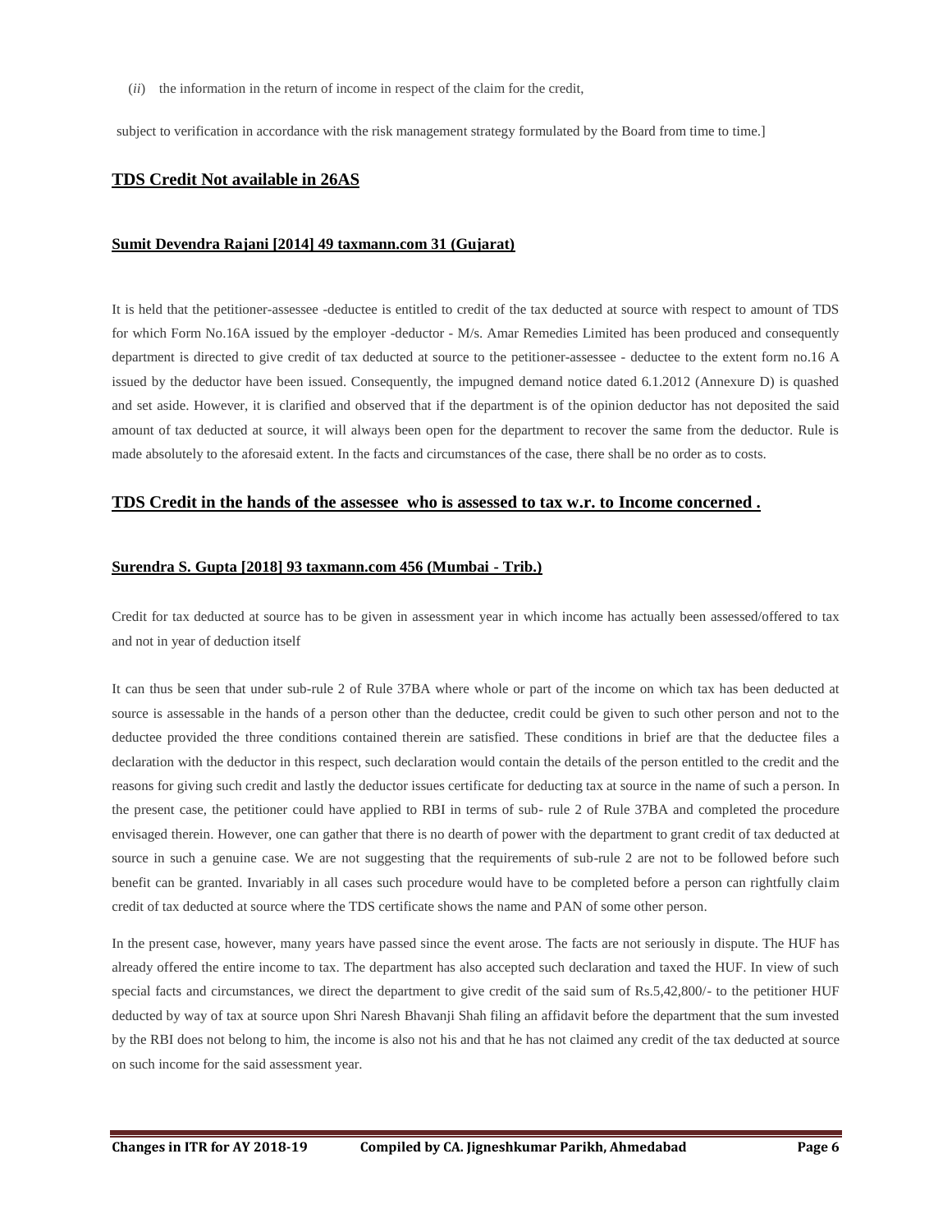(*ii*) the information in the return of income in respect of the claim for the credit,

subject to verification in accordance with the risk management strategy formulated by the Board from time to time.]

## TDS Credit Not available in 26AS

### Sumit Devendra Rajani [2014] 49 taxmann.com 31 (Gujarat)

It is held that the petitioner-assessee -deductee is entitled to credit of the tax deducted at source with respect to amount of TDS for which Form No.16A issued by the employer -deductor - M/s. Amar Remedies Limited has been produced and consequently department is directed to give credit of tax deducted at source to the petitioner-assessee - deductee to the extent form no.16 A issued by the deductor have been issued. Consequently, the impugned demand notice dated 6.1.2012 (Annexure D) is quashed and set aside. However, it is clarified and observed that if the department is of the opinion deductor has not deposited the said amount of tax deducted at source, it will always been open for the department to recover the same from the deductor. Rule is made absolutely to the aforesaid extent. In the facts and circumstances of the case, there shall be no order as to costs.

## TDS Credit in the hands of the assessee who is assessed to tax w.r. to Income concerned .

### Surendra S. Gupta [2018] 93 taxmann.com 456 (Mumbai - Trib.)

Credit for tax deducted at source has to be given in assessment year in which income has actually been assessed/offered to tax and not in year of deduction itself

It can thus be seen that under sub-rule 2 of Rule 37BA where whole or part of the income on which tax has been deducted at source is assessable in the hands of a person other than the deductee, credit could be given to such other person and not to the deductee provided the three conditions contained therein are satisfied. These conditions in brief are that the deductee files a declaration with the deductor in this respect, such declaration would contain the details of the person entitled to the credit and the reasons for giving such credit and lastly the deductor issues certificate for deducting tax at source in the name of such a person. In the present case, the petitioner could have applied to RBI in terms of sub- rule 2 of Rule 37BA and completed the procedure envisaged therein. However, one can gather that there is no dearth of power with the department to grant credit of tax deducted at source in such a genuine case. We are not suggesting that the requirements of sub-rule 2 are not to be followed before such benefit can be granted. Invariably in all cases such procedure would have to be completed before a person can rightfully claim credit of tax deducted at source where the TDS certificate shows the name and PAN of some other person.

In the present case, however, many years have passed since the event arose. The facts are not seriously in dispute. The HUF has already offered the entire income to tax. The department has also accepted such declaration and taxed the HUF. In view of such special facts and circumstances, we direct the department to give credit of the said sum of Rs.5,42,800/- to the petitioner HUF deducted by way of tax at source upon Shri Naresh Bhavanji Shah filing an affidavit before the department that the sum invested by the RBI does not belong to him, the income is also not his and that he has not claimed any credit of the tax deducted at source on such income for the said assessment year.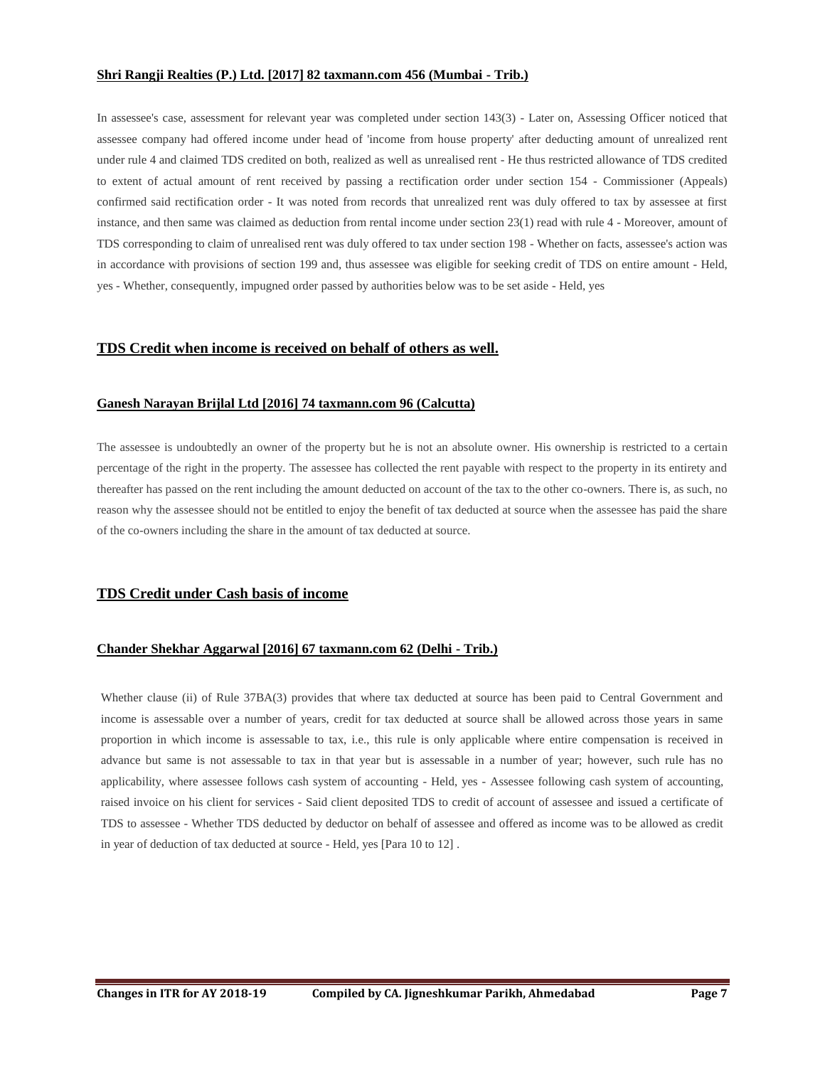**Shri Rangji Realties (P.) Ltd. [2017] 82 taxmann.com 456 (Mumbai - Trib.)**

In assessee's case, assessment for relevant year was completed under section 143(3) - Later on, Assessing Officer noticed that assessee company had offered income under head of 'income from house property' after deducting amount of unrealized rent under rule 4 and claimed TDS credited on both, realized as well as unrealised rent - He thus restricted allowance of TDS credited to extent of actual amount of rent received by passing a rectification order under section 154 - Commissioner (Appeals) confirmed said rectification order - It was noted from records that unrealized rent was duly offered to tax by assessee at first instance, and then same was claimed as deduction from rental income under section 23(1) read with rule 4 - Moreover, amount of TDS corresponding to claim of unrealised rent was duly offered to tax under section 198 - Whether on facts, assessee's action was in accordance with provisions of section 199 and, thus assessee was eligible for seeking credit of TDS on entire amount - Held, yes - Whether, consequently, impugned order passed by authorities below was to be set aside - Held, yes

## TDS Credit when income is received on behalf of others as well.

**Ganesh Narayan Brijlal Ltd [2016] 74 taxmann.com 96 (Calcutta)**

The assessee is undoubtedly an owner of the property but he is not an absolute owner. His ownership is restricted to a certain percentage of the right in the property. The assessee has collected the rent payable with respect to the property in its entirety and thereafter has passed on the rent including the amount deducted on account of the tax to the other co-owners. There is, as such, no reason why the assessee should not be entitled to enjoy the benefit of tax deducted at source when the assessee has paid the share of the co-owners including the share in the amount of tax deducted at source.

## TDS Credit under Cash basis of income

**Chander Shekhar Aggarwal [2016] 67 taxmann.com 62 (Delhi - Trib.)**

Whether clause (ii) of Rule 37BA(3) provides that where tax deducted at source has been paid to Central Government and income is assessable over a number of years, credit for tax deducted at source shall be allowed across those years in same proportion in which income is assessable to tax, i.e., this rule is only applicable where entire compensation is received in advance but same is not assessable to tax in that year but is assessable in a number of year; however, such rule has no applicability, where assessee follows cash system of accounting - Held, yes - Assessee following cash system of accounting, raised invoice on his client for services - Said client deposited TDS to credit of account of assessee and issued a certificate of TDS to assessee - Whether TDS deducted by deductor on behalf of assessee and offered as income was to be allowed as credit in year of deduction of tax deducted at source - Held, yes [Para 10 to 12] .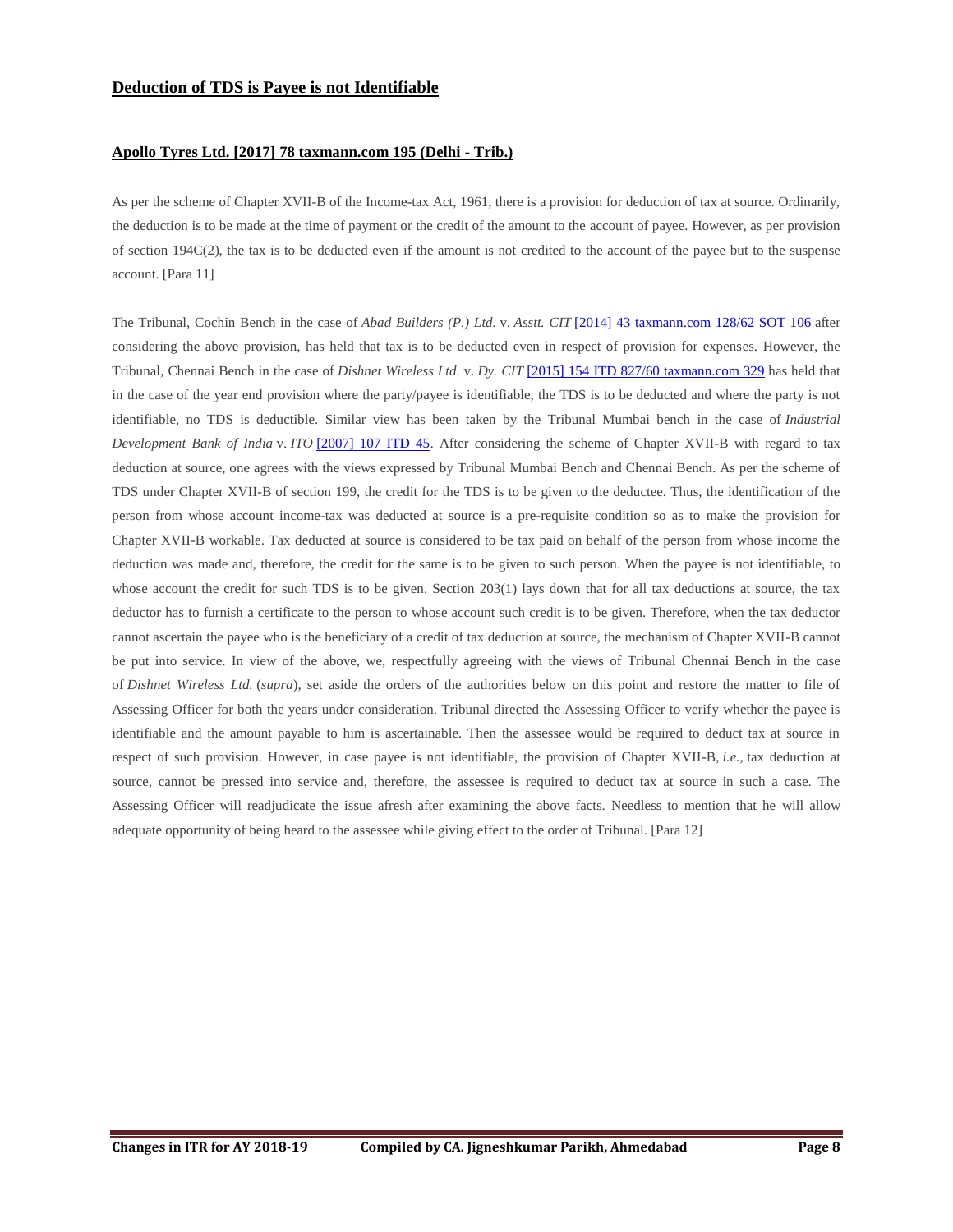## Deduction of TDS is Payee is not Identifiable

### Apollo Tyres Ltd. [2017] 78 taxmann.com 195 (Delhi - Trib.)

As per the scheme of Chapter XVII-B of the Income-tax Act, 1961, there is a provision for deduction of tax at source. Ordinarily, the deduction is to be made at the time of payment or the credit of the amount to the account of payee. However, as per provision of section 194C(2), the tax is to be deducted even if the amount is not credited to the account of the payee but to the suspense account. [Para 11]

The Tribunal, Cochin Bench in the case of *Abad Builders (P.) Ltd.* v. *Asstt. CIT* [2014] 43 taxmann.com 128/62 SOT 106 after considering the above provision, has held that tax is to be deducted even in respect of provision for expenses. However, the Tribunal, Chennai Bench in the case of *Dishnet Wireless Ltd.* v. *Dy. CIT* [2015] 154 ITD 827/60 taxmann.com 329 has held that in the case of the year end provision where the party/payee is identifiable, the TDS is to be deducted and where the party is not identifiable, no TDS is deductible. Similar view has been taken by the Tribunal Mumbai bench in the case of *Industrial Development Bank of India* v. *ITO* [2007] 107 ITD 45. After considering the scheme of Chapter XVII-B with regard to tax deduction at source, one agrees with the views expressed by Tribunal Mumbai Bench and Chennai Bench. As per the scheme of TDS under Chapter XVII-B of section 199, the credit for the TDS is to be given to the deductee. Thus, the identification of the person from whose account income-tax was deducted at source is a pre-requisite condition so as to make the provision for Chapter XVII-B workable. Tax deducted at source is considered to be tax paid on behalf of the person from whose income the deduction was made and, therefore, the credit for the same is to be given to such person. When the payee is not identifiable, to whose account the credit for such TDS is to be given. Section 203(1) lays down that for all tax deductions at source, the tax deductor has to furnish a certificate to the person to whose account such credit is to be given. Therefore, when the tax deductor cannot ascertain the payee who is the beneficiary of a credit of tax deduction at source, the mechanism of Chapter XVII-B cannot be put into service. In view of the above, we, respectfully agreeing with the views of Tribunal Chennai Bench in the case of *Dishnet Wireless Ltd.* (*supra*), set aside the orders of the authorities below on this point and restore the matter to file of Assessing Officer for both the years under consideration. Tribunal directed the Assessing Officer to verify whether the payee is identifiable and the amount payable to him is ascertainable. Then the assessee would be required to deduct tax at source in respect of such provision. However, in case payee is not identifiable, the provision of Chapter XVII-B, *i.e.*, tax deduction at source, cannot be pressed into service and, therefore, the assessee is required to deduct tax at source in such a case. The Assessing Officer will readjudicate the issue afresh after examining the above facts. Needless to mention that he will allow adequate opportunity of being heard to the assessee while giving effect to the order of Tribunal. [Para 12]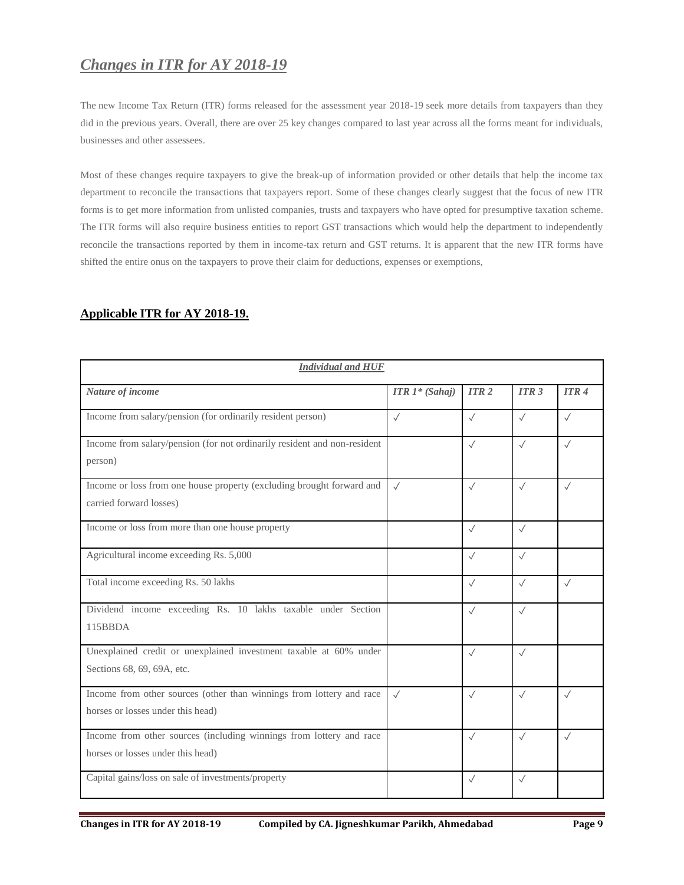## *Changes in ITR for AY 2018-19*

The new Income Tax Return (ITR) forms released for the assessment year 2018-19 seek more details from taxpayers than they did in the previous years. Overall, there are over 25 key changes compared to last year across all the forms meant for individuals, businesses and other assessees.

Most of these changes require taxpayers to give the break-up of information provided or other details that help the income tax department to reconcile the transactions that taxpayers report. Some of these changes clearly suggest that the focus of new ITR forms is to get more information from unlisted companies, trusts and taxpayers who have opted for presumptive taxation scheme. The ITR forms will also require business entities to report GST transactions which would help the department to independently reconcile the transactions reported by them in income-tax return and GST returns. It is apparent that the new ITR forms have shifted the entire onus on the taxpayers to prove their claim for deductions, expenses or exemptions,

### Applicable ITR for AY 2018-19.

| *Individual and HUF* | | | | |
|---|---|---|---|---|
| ***Nature of income*** | ***ITR 1* (Sahaj)*** | ***ITR 2*** | ***ITR 3*** | ***ITR 4*** |
| Income from salary/pension (for ordinarily resident person) | ✓ | ✓ | ✓ | ✓ |
| Income from salary/pension (for not ordinarily resident and non-resident person) | | ✓ | ✓ | ✓ |
| Income or loss from one house property (excluding brought forward and carried forward losses) | ✓ | ✓ | ✓ | ✓ |
| Income or loss from more than one house property | | ✓ | ✓ | |
| Agricultural income exceeding Rs. 5,000 | | ✓ | ✓ | |
| Total income exceeding Rs. 50 lakhs | | ✓ | ✓ | ✓ |
| Dividend income exceeding Rs. 10 lakhs taxable under Section 115BBDA | | ✓ | ✓ | |
| Unexplained credit or unexplained investment taxable at 60% under Sections 68, 69, 69A, etc. | | ✓ | ✓ | |
| Income from other sources (other than winnings from lottery and race horses or losses under this head) | ✓ | ✓ | ✓ | ✓ |
| Income from other sources (including winnings from lottery and race horses or losses under this head) | | ✓ | ✓ | ✓ |
| Capital gains/loss on sale of investments/property | | ✓ | ✓ | |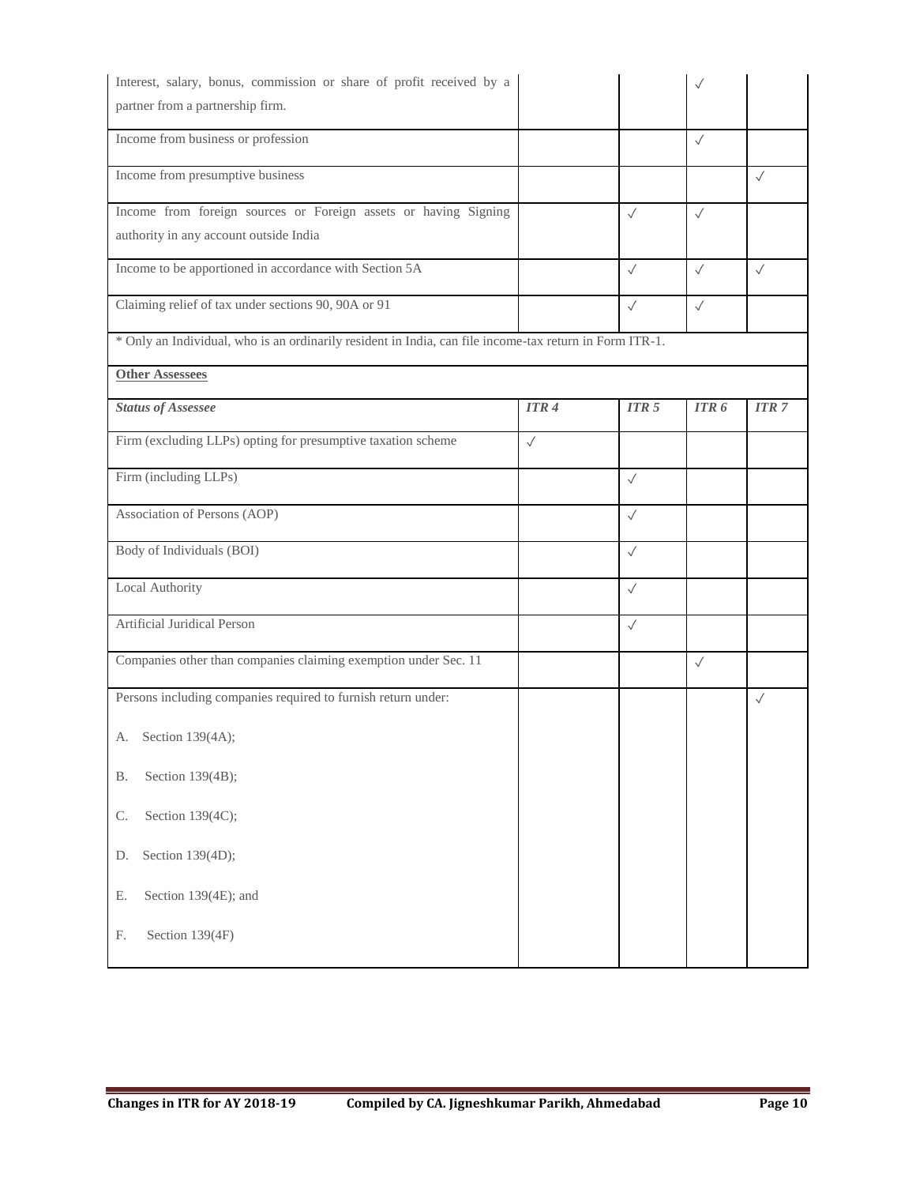| | | | | |
|---|---|---|---|---|
| Interest, salary, bonus, commission or share of profit received by a partner from a partnership firm. | | | ✓ | |
| Income from business or profession | | | ✓ | |
| Income from presumptive business | | | | ✓ |
| Income from foreign sources or Foreign assets or having Signing authority in any account outside India | | ✓ | ✓ | |
| Income to be apportioned in accordance with Section 5A | | ✓ | ✓ | ✓ |
| Claiming relief of tax under sections 90, 90A or 91 | | ✓ | ✓ | |

* Only an Individual, who is an ordinarily resident in India, can file income-tax return in Form ITR-1.

**Other Assessees**

| ***Status of Assessee*** | ***ITR 4*** | ***ITR 5*** | ***ITR 6*** | ***ITR 7*** |
|---|---|---|---|---|
| Firm (excluding LLPs) opting for presumptive taxation scheme | ✓ | | | |
| Firm (including LLPs) | | ✓ | | |
| Association of Persons (AOP) | | ✓ | | |
| Body of Individuals (BOI) | | ✓ | | |
| Local Authority | | ✓ | | |
| Artificial Juridical Person | | ✓ | | |
| Companies other than companies claiming exemption under Sec. 11 | | | ✓ | |
| Persons including companies required to furnish return under:<br>A. Section 139(4A);<br>B. Section 139(4B);<br>C. Section 139(4C);<br>D. Section 139(4D);<br>E. Section 139(4E); and<br>F. Section 139(4F) | | | | ✓ |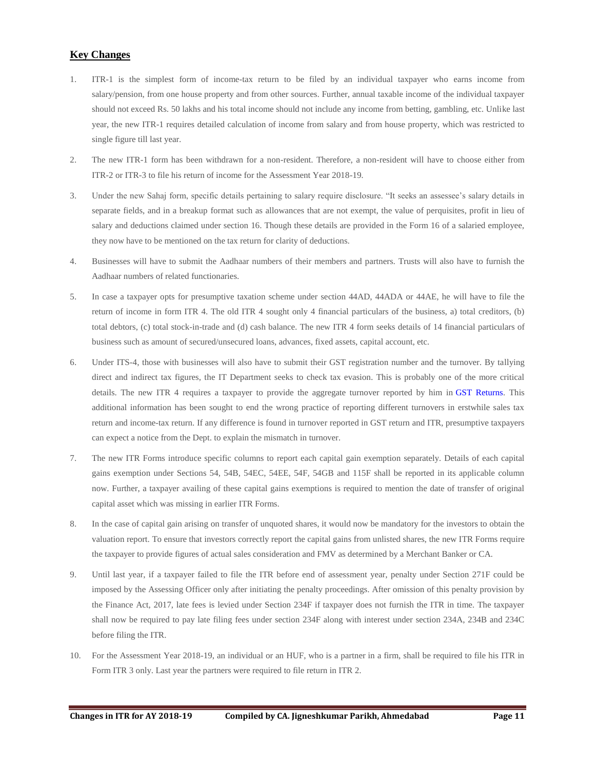## Key Changes

1. ITR-1 is the simplest form of income-tax return to be filed by an individual taxpayer who earns income from salary/pension, from one house property and from other sources. Further, annual taxable income of the individual taxpayer should not exceed Rs. 50 lakhs and his total income should not include any income from betting, gambling, etc. Unlike last year, the new ITR-1 requires detailed calculation of income from salary and from house property, which was restricted to single figure till last year.

2. The new ITR-1 form has been withdrawn for a non-resident. Therefore, a non-resident will have to choose either from ITR-2 or ITR-3 to file his return of income for the Assessment Year 2018-19.

3. Under the new Sahaj form, specific details pertaining to salary require disclosure. "It seeks an assessee's salary details in separate fields, and in a breakup format such as allowances that are not exempt, the value of perquisites, profit in lieu of salary and deductions claimed under section 16. Though these details are provided in the Form 16 of a salaried employee, they now have to be mentioned on the tax return for clarity of deductions.

4. Businesses will have to submit the Aadhaar numbers of their members and partners. Trusts will also have to furnish the Aadhaar numbers of related functionaries.

5. In case a taxpayer opts for presumptive taxation scheme under section 44AD, 44ADA or 44AE, he will have to file the return of income in form ITR 4. The old ITR 4 sought only 4 financial particulars of the business, a) total creditors, (b) total debtors, (c) total stock-in-trade and (d) cash balance. The new ITR 4 form seeks details of 14 financial particulars of business such as amount of secured/unsecured loans, advances, fixed assets, capital account, etc.

6. Under ITS-4, those with businesses will also have to submit their GST registration number and the turnover. By tallying direct and indirect tax figures, the IT Department seeks to check tax evasion. This is probably one of the more critical details. The new ITR 4 requires a taxpayer to provide the aggregate turnover reported by him in GST Returns. This additional information has been sought to end the wrong practice of reporting different turnovers in erstwhile sales tax return and income-tax return. If any difference is found in turnover reported in GST return and ITR, presumptive taxpayers can expect a notice from the Dept. to explain the mismatch in turnover.

7. The new ITR Forms introduce specific columns to report each capital gain exemption separately. Details of each capital gains exemption under Sections 54, 54B, 54EC, 54EE, 54F, 54GB and 115F shall be reported in its applicable column now. Further, a taxpayer availing of these capital gains exemptions is required to mention the date of transfer of original capital asset which was missing in earlier ITR Forms.

8. In the case of capital gain arising on transfer of unquoted shares, it would now be mandatory for the investors to obtain the valuation report. To ensure that investors correctly report the capital gains from unlisted shares, the new ITR Forms require the taxpayer to provide figures of actual sales consideration and FMV as determined by a Merchant Banker or CA.

9. Until last year, if a taxpayer failed to file the ITR before end of assessment year, penalty under Section 271F could be imposed by the Assessing Officer only after initiating the penalty proceedings. After omission of this penalty provision by the Finance Act, 2017, late fees is levied under Section 234F if taxpayer does not furnish the ITR in time. The taxpayer shall now be required to pay late filing fees under section 234F along with interest under section 234A, 234B and 234C before filing the ITR.

10. For the Assessment Year 2018-19, an individual or an HUF, who is a partner in a firm, shall be required to file his ITR in Form ITR 3 only. Last year the partners were required to file return in ITR 2.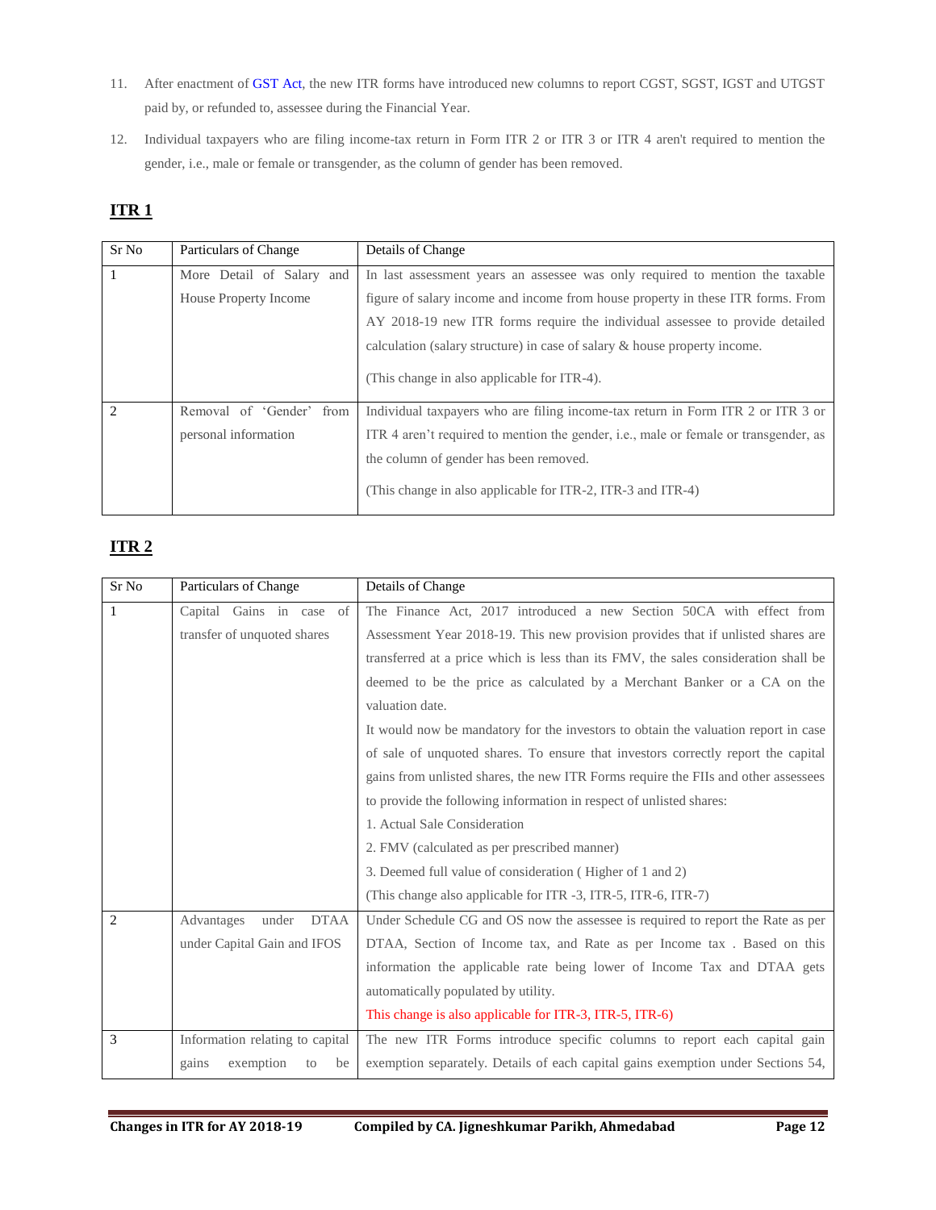11. After enactment of GST Act, the new ITR forms have introduced new columns to report CGST, SGST, IGST and UTGST paid by, or refunded to, assessee during the Financial Year.

12. Individual taxpayers who are filing income-tax return in Form ITR 2 or ITR 3 or ITR 4 aren't required to mention the gender, i.e., male or female or transgender, as the column of gender has been removed.

## ITR 1

| Sr No | Particulars of Change | Details of Change |
|---|---|---|
| 1 | More Detail of Salary and House Property Income | In last assessment years an assessee was only required to mention the taxable figure of salary income and income from house property in these ITR forms. From AY 2018-19 new ITR forms require the individual assessee to provide detailed calculation (salary structure) in case of salary & house property income.<br><br>(This change in also applicable for ITR-4). |
| 2 | Removal of 'Gender' from personal information | Individual taxpayers who are filing income-tax return in Form ITR 2 or ITR 3 or ITR 4 aren't required to mention the gender, i.e., male or female or transgender, as the column of gender has been removed.<br><br>(This change in also applicable for ITR-2, ITR-3 and ITR-4) |

## ITR 2

| Sr No | Particulars of Change | Details of Change |
|---|---|---|
| 1 | Capital Gains in case of transfer of unquoted shares | The Finance Act, 2017 introduced a new Section 50CA with effect from Assessment Year 2018-19. This new provision provides that if unlisted shares are transferred at a price which is less than its FMV, the sales consideration shall be deemed to be the price as calculated by a Merchant Banker or a CA on the valuation date.<br>It would now be mandatory for the investors to obtain the valuation report in case of sale of unquoted shares. To ensure that investors correctly report the capital gains from unlisted shares, the new ITR Forms require the FIIs and other assessees to provide the following information in respect of unlisted shares:<br>1. Actual Sale Consideration<br>2. FMV (calculated as per prescribed manner)<br>3. Deemed full value of consideration ( Higher of 1 and 2)<br>(This change also applicable for ITR -3, ITR-5, ITR-6, ITR-7) |
| 2 | Advantages under DTAA under Capital Gain and IFOS | Under Schedule CG and OS now the assessee is required to report the Rate as per DTAA, Section of Income tax, and Rate as per Income tax . Based on this information the applicable rate being lower of Income Tax and DTAA gets automatically populated by utility.<br>This change is also applicable for ITR-3, ITR-5, ITR-6) |
| 3 | Information relating to capital gains exemption to be | The new ITR Forms introduce specific columns to report each capital gain exemption separately. Details of each capital gains exemption under Sections 54, |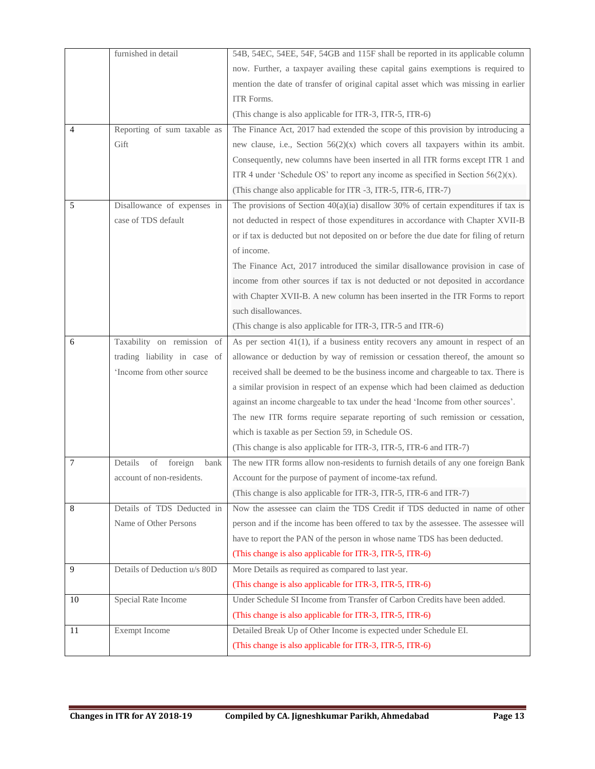|  |  |  |
|---|---|---|
|  | furnished in detail | 54B, 54EC, 54EE, 54F, 54GB and 115F shall be reported in its applicable column now. Further, a taxpayer availing these capital gains exemptions is required to mention the date of transfer of original capital asset which was missing in earlier ITR Forms.<br>(This change is also applicable for ITR-3, ITR-5, ITR-6) |
| 4 | Reporting of sum taxable as Gift | The Finance Act, 2017 had extended the scope of this provision by introducing a new clause, i.e., Section 56(2)(x) which covers all taxpayers within its ambit. Consequently, new columns have been inserted in all ITR forms except ITR 1 and ITR 4 under 'Schedule OS' to report any income as specified in Section 56(2)(x).<br>(This change also applicable for ITR -3, ITR-5, ITR-6, ITR-7) |
| 5 | Disallowance of expenses in case of TDS default | The provisions of Section 40(a)(ia) disallow 30% of certain expenditures if tax is not deducted in respect of those expenditures in accordance with Chapter XVII-B or if tax is deducted but not deposited on or before the due date for filing of return of income.<br>The Finance Act, 2017 introduced the similar disallowance provision in case of income from other sources if tax is not deducted or not deposited in accordance with Chapter XVII-B. A new column has been inserted in the ITR Forms to report such disallowances.<br>(This change is also applicable for ITR-3, ITR-5 and ITR-6) |
| 6 | Taxability on remission of trading liability in case of 'Income from other source | As per section 41(1), if a business entity recovers any amount in respect of an allowance or deduction by way of remission or cessation thereof, the amount so received shall be deemed to be the business income and chargeable to tax. There is a similar provision in respect of an expense which had been claimed as deduction against an income chargeable to tax under the head 'Income from other sources'.<br>The new ITR forms require separate reporting of such remission or cessation, which is taxable as per Section 59, in Schedule OS.<br>(This change is also applicable for ITR-3, ITR-5, ITR-6 and ITR-7) |
| 7 | Details of foreign bank account of non-residents. | The new ITR forms allow non-residents to furnish details of any one foreign Bank Account for the purpose of payment of income-tax refund.<br>(This change is also applicable for ITR-3, ITR-5, ITR-6 and ITR-7) |
| 8 | Details of TDS Deducted in Name of Other Persons | Now the assessee can claim the TDS Credit if TDS deducted in name of other person and if the income has been offered to tax by the assessee. The assessee will have to report the PAN of the person in whose name TDS has been deducted.<br>(This change is also applicable for ITR-3, ITR-5, ITR-6) |
| 9 | Details of Deduction u/s 80D | More Details as required as compared to last year.<br>(This change is also applicable for ITR-3, ITR-5, ITR-6) |
| 10 | Special Rate Income | Under Schedule SI Income from Transfer of Carbon Credits have been added.<br>(This change is also applicable for ITR-3, ITR-5, ITR-6) |
| 11 | Exempt Income | Detailed Break Up of Other Income is expected under Schedule EI.<br>(This change is also applicable for ITR-3, ITR-5, ITR-6) |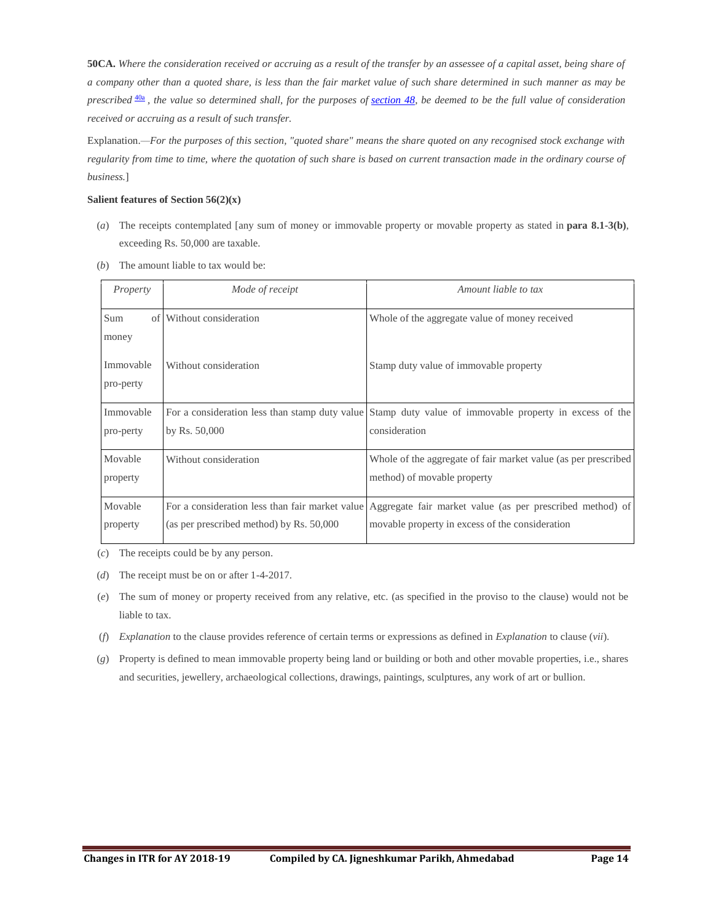**50CA.** *Where the consideration received or accruing as a result of the transfer by an assessee of a capital asset, being share of a company other than a quoted share, is less than the fair market value of such share determined in such manner as may be prescribed* [40a] *, the value so determined shall, for the purposes of section 48, be deemed to be the full value of consideration received or accruing as a result of such transfer.*

Explanation.—*For the purposes of this section, "quoted share" means the share quoted on any recognised stock exchange with regularity from time to time, where the quotation of such share is based on current transaction made in the ordinary course of business.*]

**Salient features of Section 56(2)(x)**

(*a*) The receipts contemplated [any sum of money or immovable property or movable property as stated in **para 8.1-3(b)**, exceeding Rs. 50,000 are taxable.

(*b*) The amount liable to tax would be:

| *Property* | *Mode of receipt* | *Amount liable to tax* |
|---|---|---|
| Sum of money | Without consideration | Whole of the aggregate value of money received |
| Immovable pro-perty | Without consideration | Stamp duty value of immovable property |
| Immovable pro-perty | For a consideration less than stamp duty value by Rs. 50,000 | Stamp duty value of immovable property in excess of the consideration |
| Movable property | Without consideration | Whole of the aggregate of fair market value (as per prescribed method) of movable property |
| Movable property | For a consideration less than fair market value (as per prescribed method) by Rs. 50,000 | Aggregate fair market value (as per prescribed method) of movable property in excess of the consideration |

(*c*) The receipts could be by any person.

(*d*) The receipt must be on or after 1-4-2017.

(*e*) The sum of money or property received from any relative, etc. (as specified in the proviso to the clause) would not be liable to tax.

(*f*) *Explanation* to the clause provides reference of certain terms or expressions as defined in *Explanation* to clause (*vii*).

(*g*) Property is defined to mean immovable property being land or building or both and other movable properties, i.e., shares and securities, jewellery, archaeological collections, drawings, paintings, sculptures, any work of art or bullion.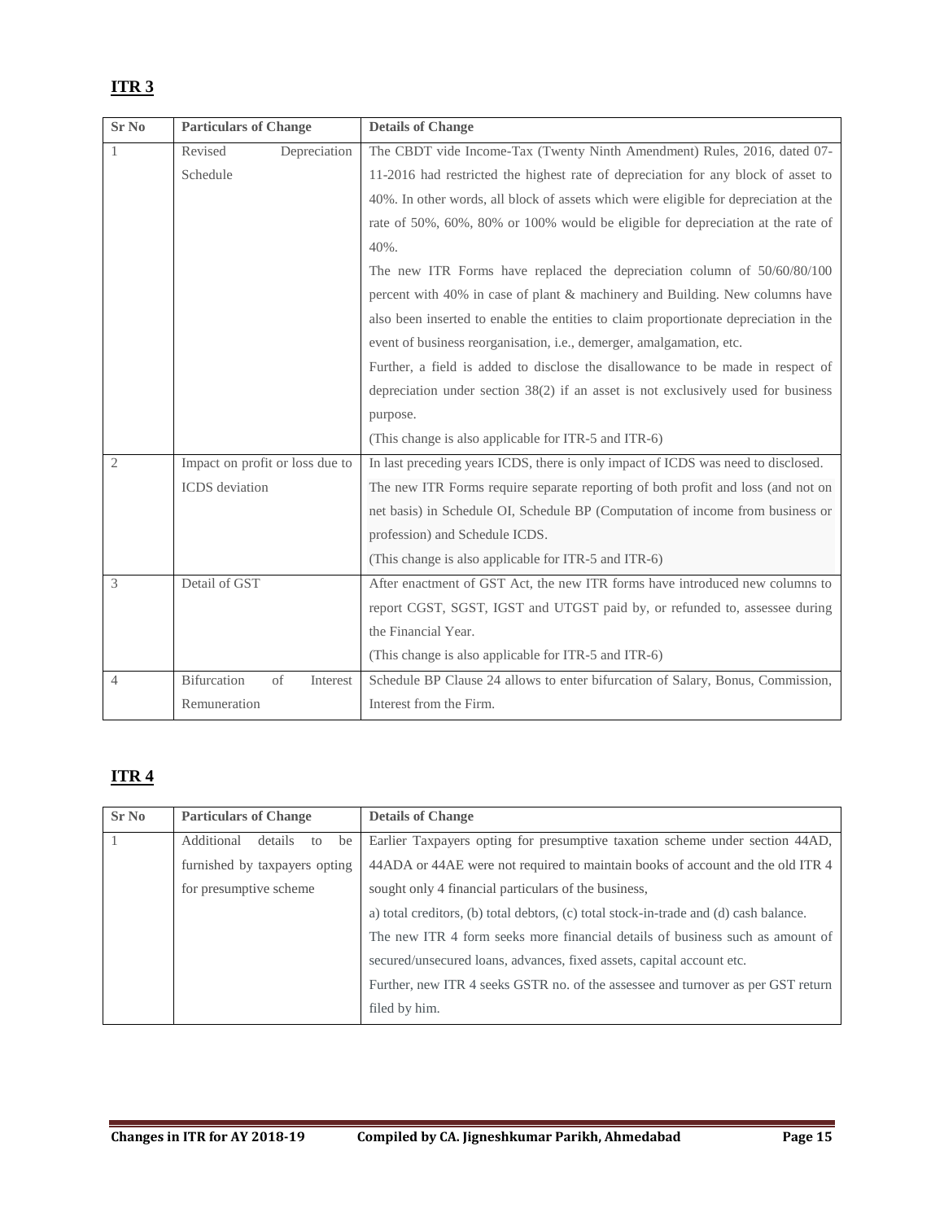## ITR 3

| Sr No | Particulars of Change | Details of Change |
|---|---|---|
| 1 | Revised Depreciation Schedule | The CBDT vide Income-Tax (Twenty Ninth Amendment) Rules, 2016, dated 07-11-2016 had restricted the highest rate of depreciation for any block of asset to 40%. In other words, all block of assets which were eligible for depreciation at the rate of 50%, 60%, 80% or 100% would be eligible for depreciation at the rate of 40%.<br>The new ITR Forms have replaced the depreciation column of 50/60/80/100 percent with 40% in case of plant & machinery and Building. New columns have also been inserted to enable the entities to claim proportionate depreciation in the event of business reorganisation, i.e., demerger, amalgamation, etc.<br>Further, a field is added to disclose the disallowance to be made in respect of depreciation under section 38(2) if an asset is not exclusively used for business purpose.<br>(This change is also applicable for ITR-5 and ITR-6) |
| 2 | Impact on profit or loss due to ICDS deviation | In last preceding years ICDS, there is only impact of ICDS was need to disclosed.<br>The new ITR Forms require separate reporting of both profit and loss (and not on net basis) in Schedule OI, Schedule BP (Computation of income from business or profession) and Schedule ICDS.<br>(This change is also applicable for ITR-5 and ITR-6) |
| 3 | Detail of GST | After enactment of GST Act, the new ITR forms have introduced new columns to report CGST, SGST, IGST and UTGST paid by, or refunded to, assessee during the Financial Year.<br>(This change is also applicable for ITR-5 and ITR-6) |
| 4 | Bifurcation of Interest Remuneration | Schedule BP Clause 24 allows to enter bifurcation of Salary, Bonus, Commission, Interest from the Firm. |

## ITR 4

| Sr No | Particulars of Change | Details of Change |
|---|---|---|
| 1 | Additional details to be furnished by taxpayers opting for presumptive scheme | Earlier Taxpayers opting for presumptive taxation scheme under section 44AD, 44ADA or 44AE were not required to maintain books of account and the old ITR 4 sought only 4 financial particulars of the business,<br>a) total creditors, (b) total debtors, (c) total stock-in-trade and (d) cash balance.<br>The new ITR 4 form seeks more financial details of business such as amount of secured/unsecured loans, advances, fixed assets, capital account etc.<br>Further, new ITR 4 seeks GSTR no. of the assessee and turnover as per GST return filed by him. |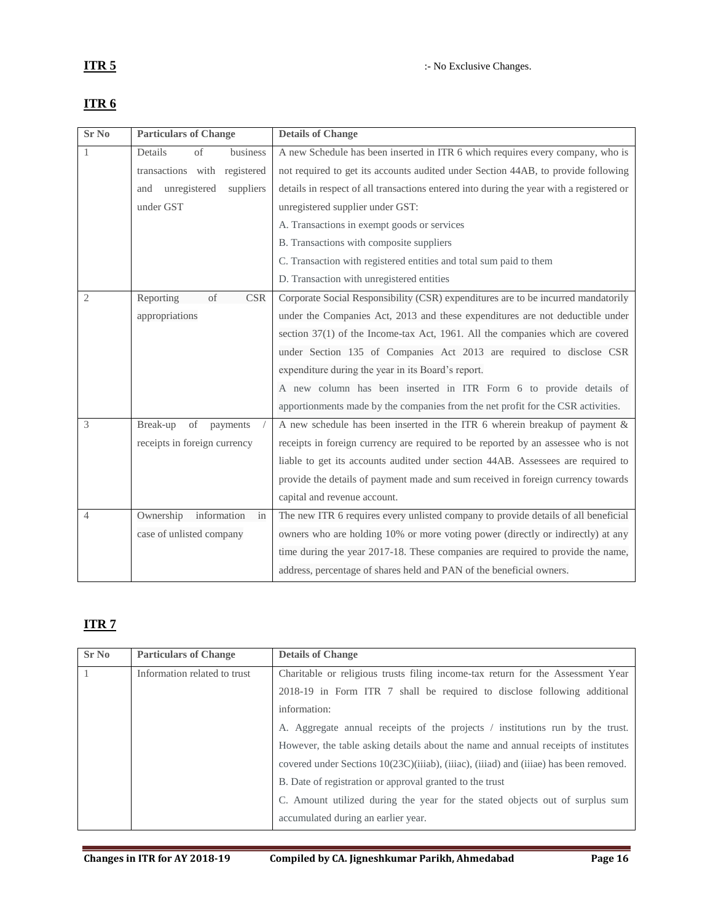**ITR 5** :- No Exclusive Changes.

**ITR 6**

| Sr No | Particulars of Change | Details of Change |
|---|---|---|
| 1 | Details of business transactions with registered and unregistered suppliers under GST | A new Schedule has been inserted in ITR 6 which requires every company, who is not required to get its accounts audited under Section 44AB, to provide following details in respect of all transactions entered into during the year with a registered or unregistered supplier under GST:<br>A. Transactions in exempt goods or services<br>B. Transactions with composite suppliers<br>C. Transaction with registered entities and total sum paid to them<br>D. Transaction with unregistered entities |
| 2 | Reporting of CSR appropriations | Corporate Social Responsibility (CSR) expenditures are to be incurred mandatorily under the Companies Act, 2013 and these expenditures are not deductible under section 37(1) of the Income-tax Act, 1961. All the companies which are covered under Section 135 of Companies Act 2013 are required to disclose CSR expenditure during the year in its Board's report.<br>A new column has been inserted in ITR Form 6 to provide details of apportionments made by the companies from the net profit for the CSR activities. |
| 3 | Break-up of payments / receipts in foreign currency | A new schedule has been inserted in the ITR 6 wherein breakup of payment & receipts in foreign currency are required to be reported by an assessee who is not liable to get its accounts audited under section 44AB. Assessees are required to provide the details of payment made and sum received in foreign currency towards capital and revenue account. |
| 4 | Ownership information in case of unlisted company | The new ITR 6 requires every unlisted company to provide details of all beneficial owners who are holding 10% or more voting power (directly or indirectly) at any time during the year 2017-18. These companies are required to provide the name, address, percentage of shares held and PAN of the beneficial owners. |

**ITR 7**

| Sr No | Particulars of Change | Details of Change |
|---|---|---|
| 1 | Information related to trust | Charitable or religious trusts filing income-tax return for the Assessment Year 2018-19 in Form ITR 7 shall be required to disclose following additional information:<br>A. Aggregate annual receipts of the projects / institutions run by the trust. However, the table asking details about the name and annual receipts of institutes covered under Sections 10(23C)(iiiab), (iiiac), (iiiad) and (iiiae) has been removed.<br>B. Date of registration or approval granted to the trust<br>C. Amount utilized during the year for the stated objects out of surplus sum accumulated during an earlier year. |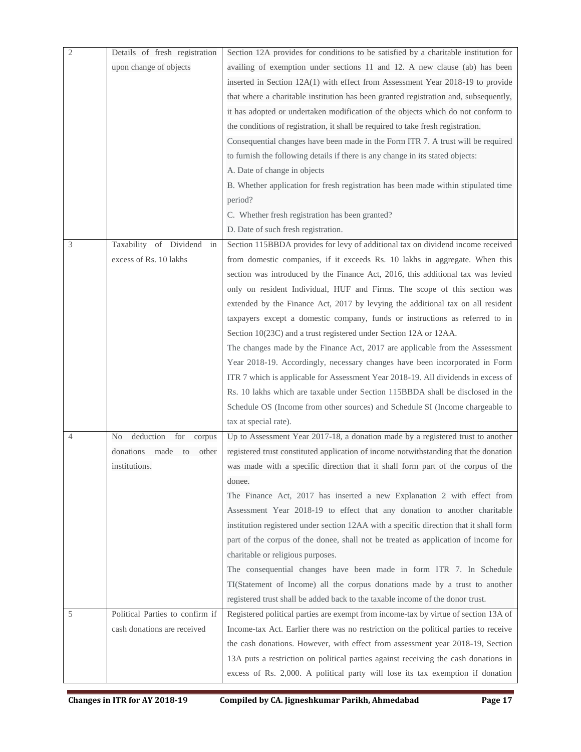| | | |
|---|---|---|
| 2 | Details of fresh registration upon change of objects | Section 12A provides for conditions to be satisfied by a charitable institution for availing of exemption under sections 11 and 12. A new clause (ab) has been inserted in Section 12A(1) with effect from Assessment Year 2018-19 to provide that where a charitable institution has been granted registration and, subsequently, it has adopted or undertaken modification of the objects which do not conform to the conditions of registration, it shall be required to take fresh registration.<br>Consequential changes have been made in the Form ITR 7. A trust will be required to furnish the following details if there is any change in its stated objects:<br>A. Date of change in objects<br>B. Whether application for fresh registration has been made within stipulated time period?<br>C. Whether fresh registration has been granted?<br>D. Date of such fresh registration. |
| 3 | Taxability of Dividend in excess of Rs. 10 lakhs | Section 115BBDA provides for levy of additional tax on dividend income received from domestic companies, if it exceeds Rs. 10 lakhs in aggregate. When this section was introduced by the Finance Act, 2016, this additional tax was levied only on resident Individual, HUF and Firms. The scope of this section was extended by the Finance Act, 2017 by levying the additional tax on all resident taxpayers except a domestic company, funds or instructions as referred to in Section 10(23C) and a trust registered under Section 12A or 12AA.<br>The changes made by the Finance Act, 2017 are applicable from the Assessment Year 2018-19. Accordingly, necessary changes have been incorporated in Form ITR 7 which is applicable for Assessment Year 2018-19. All dividends in excess of Rs. 10 lakhs which are taxable under Section 115BBDA shall be disclosed in the Schedule OS (Income from other sources) and Schedule SI (Income chargeable to tax at special rate). |
| 4 | No deduction for corpus donations made to other institutions. | Up to Assessment Year 2017-18, a donation made by a registered trust to another registered trust constituted application of income notwithstanding that the donation was made with a specific direction that it shall form part of the corpus of the donee.<br>The Finance Act, 2017 has inserted a new Explanation 2 with effect from Assessment Year 2018-19 to effect that any donation to another charitable institution registered under section 12AA with a specific direction that it shall form part of the corpus of the donee, shall not be treated as application of income for charitable or religious purposes.<br>The consequential changes have been made in form ITR 7. In Schedule TI(Statement of Income) all the corpus donations made by a trust to another registered trust shall be added back to the taxable income of the donor trust. |
| 5 | Political Parties to confirm if cash donations are received | Registered political parties are exempt from income-tax by virtue of section 13A of Income-tax Act. Earlier there was no restriction on the political parties to receive the cash donations. However, with effect from assessment year 2018-19, Section 13A puts a restriction on political parties against receiving the cash donations in excess of Rs. 2,000. A political party will lose its tax exemption if donation |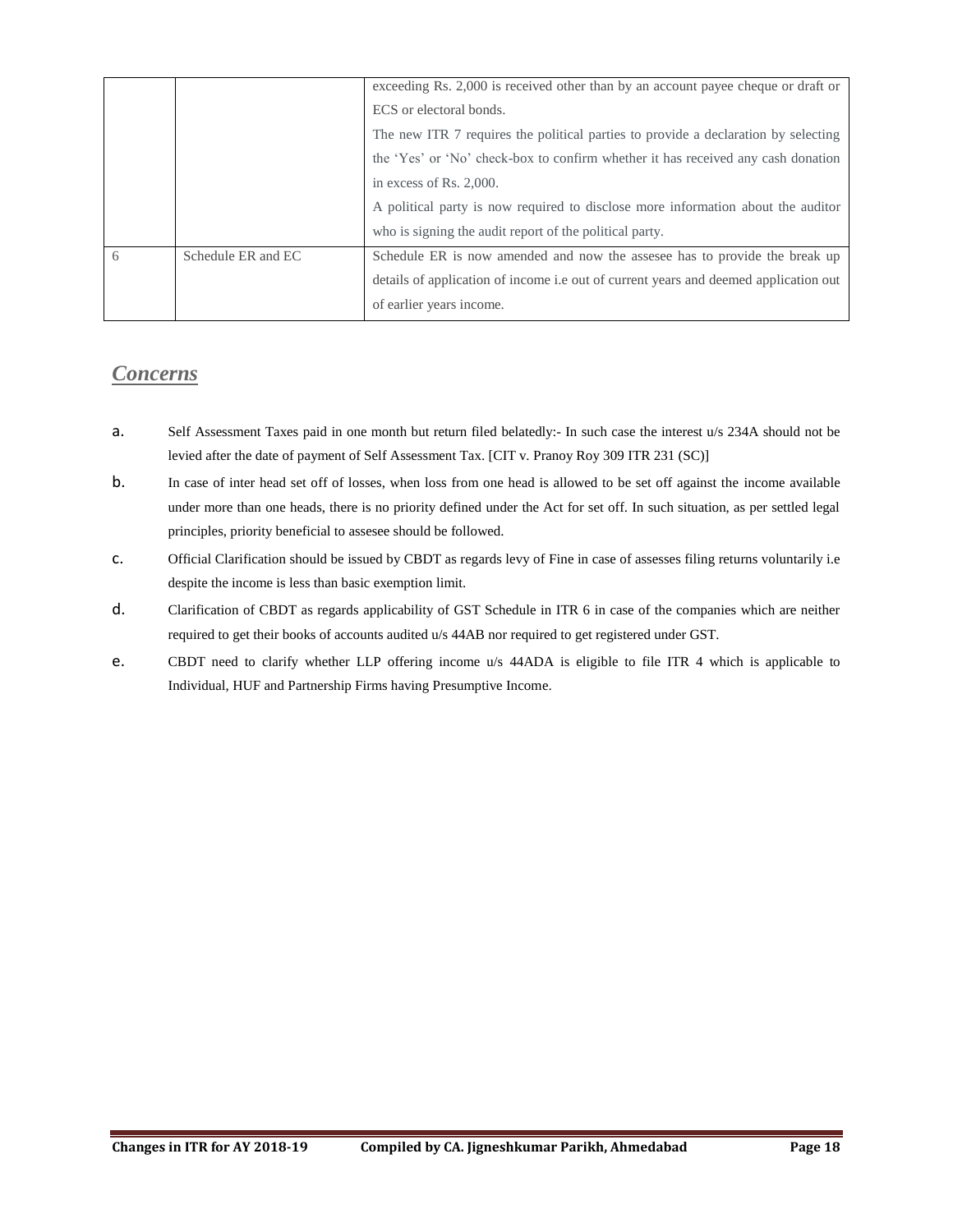| | | |
|---|---|---|
| | | exceeding Rs. 2,000 is received other than by an account payee cheque or draft or ECS or electoral bonds.<br>The new ITR 7 requires the political parties to provide a declaration by selecting the 'Yes' or 'No' check-box to confirm whether it has received any cash donation in excess of Rs. 2,000.<br>A political party is now required to disclose more information about the auditor who is signing the audit report of the political party. |
| 6 | Schedule ER and EC | Schedule ER is now amended and now the assesee has to provide the break up details of application of income i.e out of current years and deemed application out of earlier years income. |

## ***Concerns***

a. Self Assessment Taxes paid in one month but return filed belatedly:- In such case the interest u/s 234A should not be levied after the date of payment of Self Assessment Tax. [CIT v. Pranoy Roy 309 ITR 231 (SC)]

b. In case of inter head set off of losses, when loss from one head is allowed to be set off against the income available under more than one heads, there is no priority defined under the Act for set off. In such situation, as per settled legal principles, priority beneficial to assesee should be followed.

c. Official Clarification should be issued by CBDT as regards levy of Fine in case of assesses filing returns voluntarily i.e despite the income is less than basic exemption limit.

d. Clarification of CBDT as regards applicability of GST Schedule in ITR 6 in case of the companies which are neither required to get their books of accounts audited u/s 44AB nor required to get registered under GST.

e. CBDT need to clarify whether LLP offering income u/s 44ADA is eligible to file ITR 4 which is applicable to Individual, HUF and Partnership Firms having Presumptive Income.